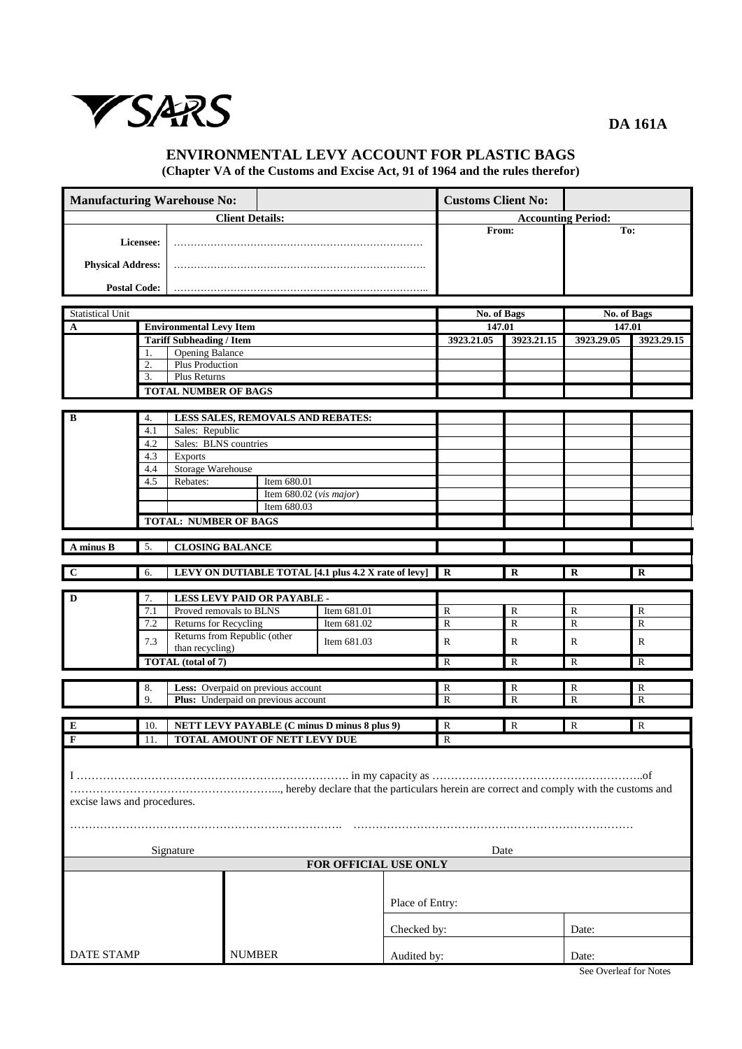**DA 161A**

# ENVIRONMENTAL LEVY ACCOUNT FOR PLASTIC BAGS

**(Chapter VA of the Customs and Excise Act, 91 of 1964 and the rules therefor)**

| **Manufacturing Warehouse No:** | | **Customs Client No:** | |
|---|---|---|---|
| **Client Details:** | | **Accounting Period:** | |
| | | **From:** | **To:** |
| **Licensee:** | ………………………………………………………………… | | |
| **Physical Address:** | …………………………………………………………………. | | |
| **Postal Code:** | ………………………………………………………………….. | | |

| Statistical Unit | | | | No. of Bags | | No. of Bags | |
|---|---|---|---|---|---|---|---|
| **A** | **Environmental Levy Item** | | | **147.01** | | **147.01** | |
| | **Tariff Subheading / Item** | | | **3923.21.05** | **3923.21.15** | **3923.29.05** | **3923.29.15** |
| | 1. | Opening Balance | | | | | |
| | 2. | Plus Production | | | | | |
| | 3. | Plus Returns | | | | | |
| | **TOTAL NUMBER OF BAGS** | | | | | | |
| **B** | 4. | **LESS SALES, REMOVALS AND REBATES:** | | | | | |
| | 4.1 | Sales: Republic | | | | | |
| | 4.2 | Sales: BLNS countries | | | | | |
| | 4.3 | Exports | | | | | |
| | 4.4 | Storage Warehouse | | | | | |
| | 4.5 | Rebates: | Item 680.01 | | | | |
| | | | Item 680.02 (*vis major*) | | | | |
| | | | Item 680.03 | | | | |
| | **TOTAL: NUMBER OF BAGS** | | | | | | |
| **A minus B** | 5. | **CLOSING BALANCE** | | | | | |
| **C** | 6. | **LEVY ON DUTIABLE TOTAL [4.1 plus 4.2 X rate of levy]** | | **R** | **R** | **R** | **R** |
| **D** | 7. | **LESS LEVY PAID OR PAYABLE -** | | | | | |
| | 7.1 | Proved removals to BLNS | Item 681.01 | R | R | R | R |
| | 7.2 | Returns for Recycling | Item 681.02 | R | R | R | R |
| | 7.3 | Returns from Republic (other than recycling) | Item 681.03 | R | R | R | R |
| | **TOTAL (total of 7)** | | | R | R | R | R |
| | 8. | **Less:** Overpaid on previous account | | R | R | R | R |
| | 9. | **Plus:** Underpaid on previous account | | R | R | R | R |
| **E** | 10. | **NETT LEVY PAYABLE (C minus D minus 8 plus 9)** | | R | R | R | R |
| **F** | 11. | **TOTAL AMOUNT OF NETT LEVY DUE** | | R | | | |

I ………………………………………………………………. in my capacity as ……………………………………….……………..of ………………………………………………..., hereby declare that the particulars herein are correct and comply with the customs and excise laws and procedures.

……………………………………………………………….  …………………………………………………………………

Signature  Date

| **FOR OFFICIAL USE ONLY** | | | |
|---|---|---|---|
| | | Place of Entry: | |
| | | Checked by: | Date: |
| DATE STAMP | NUMBER | Audited by: | Date: |

See Overleaf for Notes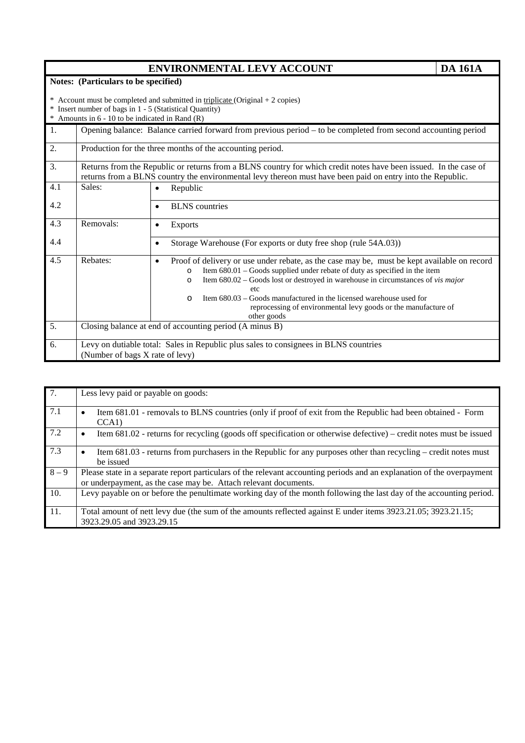| ENVIRONMENTAL LEVY ACCOUNT | | DA 161A |
|---|---|---|
| **Notes: (Particulars to be specified)**<br><br>* Account must be completed and submitted in triplicate (Original + 2 copies)<br>* Insert number of bags in 1 - 5 (Statistical Quantity)<br>* Amounts in 6 - 10 to be indicated in Rand (R) | | |
| 1. | Opening balance: Balance carried forward from previous period – to be completed from second accounting period | |
| 2. | Production for the three months of the accounting period. | |
| 3. | Returns from the Republic or returns from a BLNS country for which credit notes have been issued. In the case of returns from a BLNS country the environmental levy thereon must have been paid on entry into the Republic. | |
| 4.1 | Sales: | • Republic |
| 4.2 | | • BLNS countries |
| 4.3 | Removals: | • Exports |
| 4.4 | | • Storage Warehouse (For exports or duty free shop (rule 54A.03)) |
| 4.5 | Rebates: | • Proof of delivery or use under rebate, as the case may be, must be kept available on record<br>o Item 680.01 – Goods supplied under rebate of duty as specified in the item<br>o Item 680.02 – Goods lost or destroyed in warehouse in circumstances of *vis major* etc<br>o Item 680.03 – Goods manufactured in the licensed warehouse used for reprocessing of environmental levy goods or the manufacture of other goods |
| 5. | Closing balance at end of accounting period (A minus B) | |
| 6. | Levy on dutiable total: Sales in Republic plus sales to consignees in BLNS countries<br>(Number of bags X rate of levy) | |

| | |
|---|---|
| 7. | Less levy paid or payable on goods: |
| 7.1 | • Item 681.01 - removals to BLNS countries (only if proof of exit from the Republic had been obtained - Form CCA1) |
| 7.2 | • Item 681.02 - returns for recycling (goods off specification or otherwise defective) – credit notes must be issued |
| 7.3 | • Item 681.03 - returns from purchasers in the Republic for any purposes other than recycling – credit notes must be issued |
| 8 – 9 | Please state in a separate report particulars of the relevant accounting periods and an explanation of the overpayment or underpayment, as the case may be. Attach relevant documents. |
| 10. | Levy payable on or before the penultimate working day of the month following the last day of the accounting period. |
| 11. | Total amount of nett levy due (the sum of the amounts reflected against E under items 3923.21.05; 3923.21.15; 3923.29.05 and 3923.29.15 |